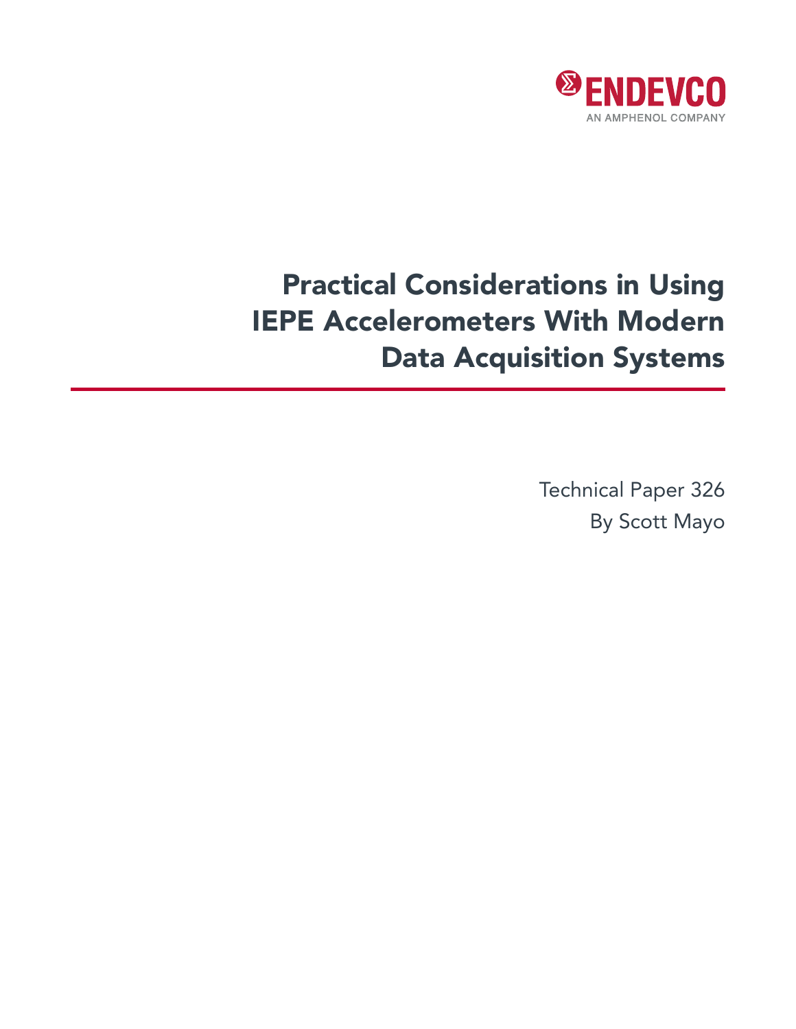ENDEVCO

AN AMPHENOL COMPANY

# Practical Considerations in Using IEPE Accelerometers With Modern Data Acquisition Systems

Technical Paper 326

By Scott Mayo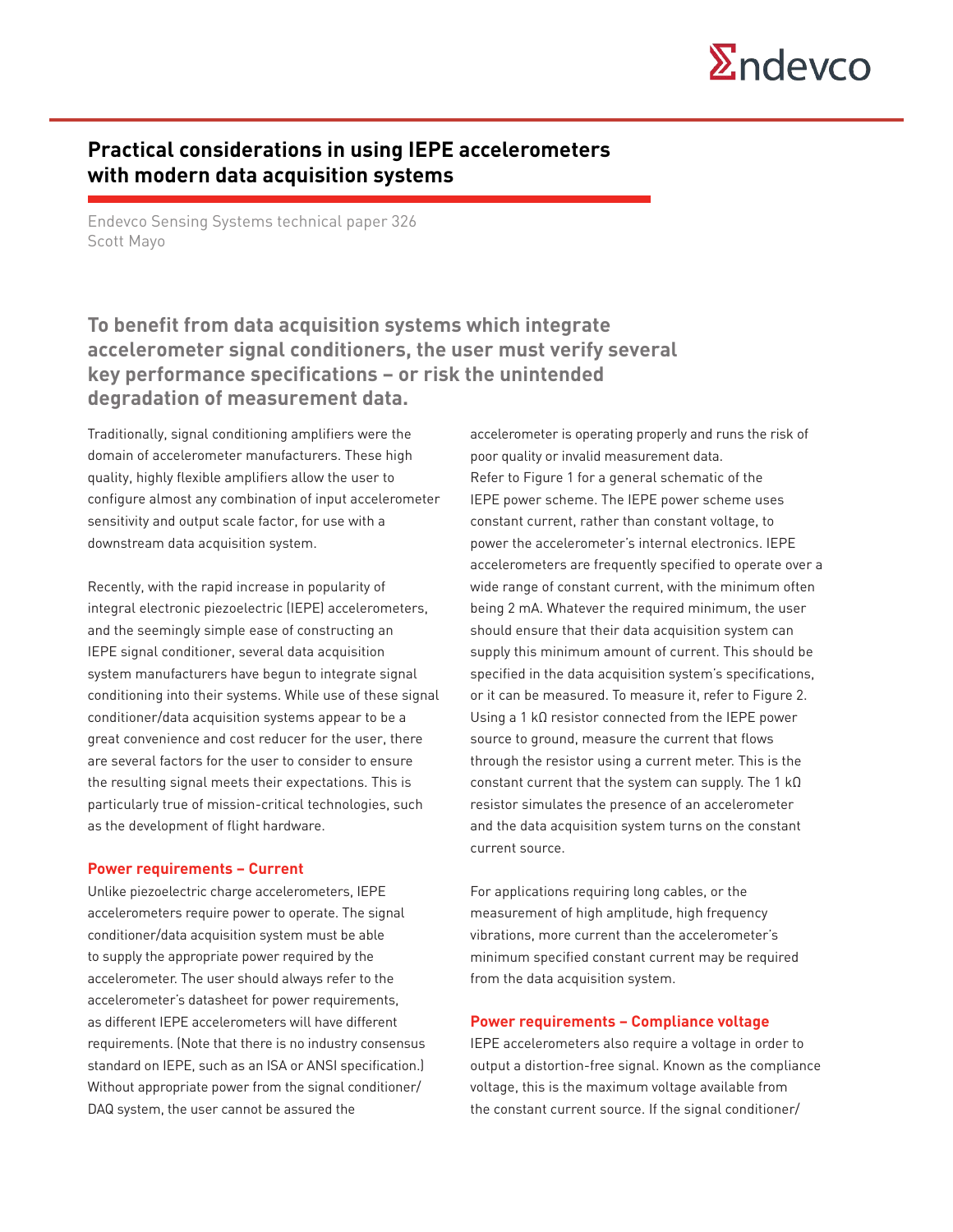# Practical considerations in using IEPE accelerometers with modern data acquisition systems

Endevco Sensing Systems technical paper 326
Scott Mayo

## To benefit from data acquisition systems which integrate accelerometer signal conditioners, the user must verify several key performance specifications – or risk the unintended degradation of measurement data.

Traditionally, signal conditioning amplifiers were the domain of accelerometer manufacturers. These high quality, highly flexible amplifiers allow the user to configure almost any combination of input accelerometer sensitivity and output scale factor, for use with a downstream data acquisition system.

Recently, with the rapid increase in popularity of integral electronic piezoelectric (IEPE) accelerometers, and the seemingly simple ease of constructing an IEPE signal conditioner, several data acquisition system manufacturers have begun to integrate signal conditioning into their systems. While use of these signal conditioner/data acquisition systems appear to be a great convenience and cost reducer for the user, there are several factors for the user to consider to ensure the resulting signal meets their expectations. This is particularly true of mission-critical technologies, such as the development of flight hardware.

### Power requirements – Current

Unlike piezoelectric charge accelerometers, IEPE accelerometers require power to operate. The signal conditioner/data acquisition system must be able to supply the appropriate power required by the accelerometer. The user should always refer to the accelerometer's datasheet for power requirements, as different IEPE accelerometers will have different requirements. (Note that there is no industry consensus standard on IEPE, such as an ISA or ANSI specification.) Without appropriate power from the signal conditioner/DAQ system, the user cannot be assured the accelerometer is operating properly and runs the risk of poor quality or invalid measurement data.
Refer to Figure 1 for a general schematic of the IEPE power scheme. The IEPE power scheme uses constant current, rather than constant voltage, to power the accelerometer's internal electronics. IEPE accelerometers are frequently specified to operate over a wide range of constant current, with the minimum often being 2 mA. Whatever the required minimum, the user should ensure that their data acquisition system can supply this minimum amount of current. This should be specified in the data acquisition system's specifications, or it can be measured. To measure it, refer to Figure 2. Using a 1 kΩ resistor connected from the IEPE power source to ground, measure the current that flows through the resistor using a current meter. This is the constant current that the system can supply. The 1 kΩ resistor simulates the presence of an accelerometer and the data acquisition system turns on the constant current source.

For applications requiring long cables, or the measurement of high amplitude, high frequency vibrations, more current than the accelerometer's minimum specified constant current may be required from the data acquisition system.

### Power requirements – Compliance voltage

IEPE accelerometers also require a voltage in order to output a distortion-free signal. Known as the compliance voltage, this is the maximum voltage available from the constant current source. If the signal conditioner/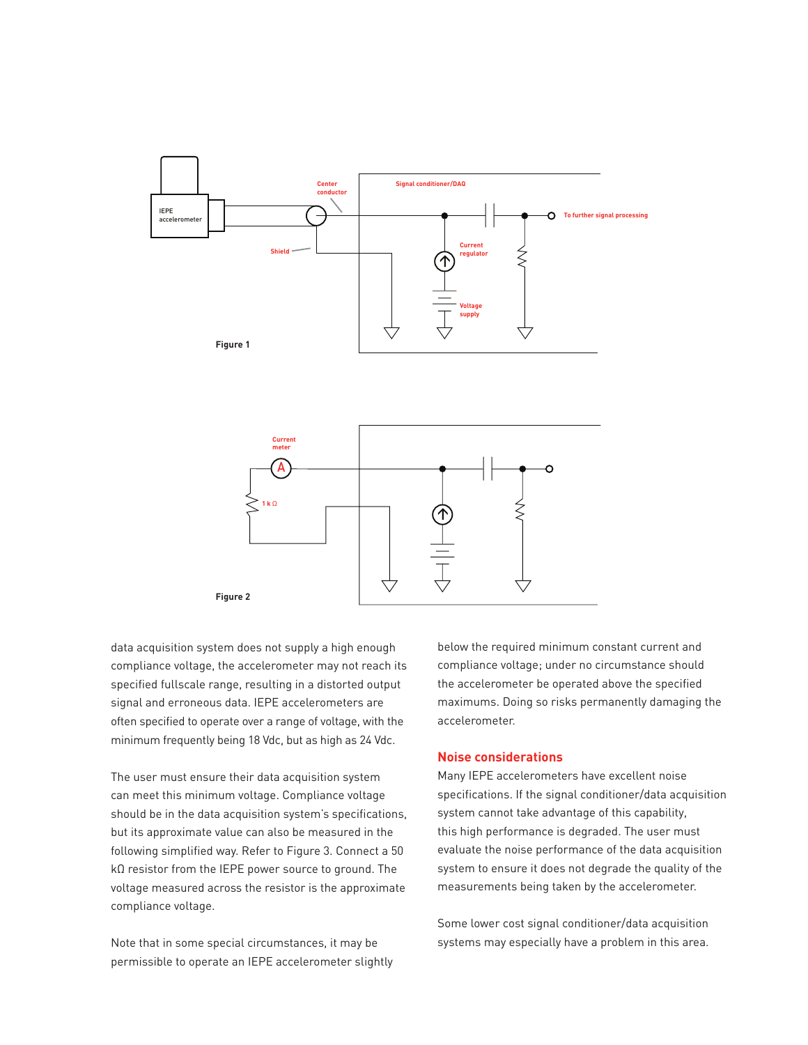Figure 1

Figure 2

data acquisition system does not supply a high enough compliance voltage, the accelerometer may not reach its specified fullscale range, resulting in a distorted output signal and erroneous data. IEPE accelerometers are often specified to operate over a range of voltage, with the minimum frequently being 18 Vdc, but as high as 24 Vdc.

The user must ensure their data acquisition system can meet this minimum voltage. Compliance voltage should be in the data acquisition system's specifications, but its approximate value can also be measured in the following simplified way. Refer to Figure 3. Connect a 50 kΩ resistor from the IEPE power source to ground. The voltage measured across the resistor is the approximate compliance voltage.

Note that in some special circumstances, it may be permissible to operate an IEPE accelerometer slightly below the required minimum constant current and compliance voltage; under no circumstance should the accelerometer be operated above the specified maximums. Doing so risks permanently damaging the accelerometer.

## Noise considerations

Many IEPE accelerometers have excellent noise specifications. If the signal conditioner/data acquisition system cannot take advantage of this capability, this high performance is degraded. The user must evaluate the noise performance of the data acquisition system to ensure it does not degrade the quality of the measurements being taken by the accelerometer.

Some lower cost signal conditioner/data acquisition systems may especially have a problem in this area.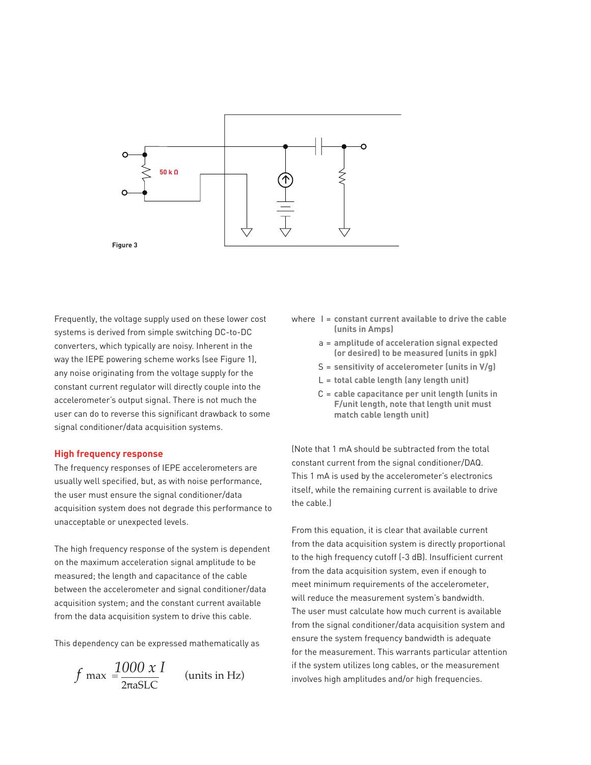50 k Ω

Figure 3

Frequently, the voltage supply used on these lower cost systems is derived from simple switching DC-to-DC converters, which typically are noisy. Inherent in the way the IEPE powering scheme works (see Figure 1), any noise originating from the voltage supply for the constant current regulator will directly couple into the accelerometer's output signal. There is not much the user can do to reverse this significant drawback to some signal conditioner/data acquisition systems.

## High frequency response

The frequency responses of IEPE accelerometers are usually well specified, but, as with noise performance, the user must ensure the signal conditioner/data acquisition system does not degrade this performance to unacceptable or unexpected levels.

The high frequency response of the system is dependent on the maximum acceleration signal amplitude to be measured; the length and capacitance of the cable between the accelerometer and signal conditioner/data acquisition system; and the constant current available from the data acquisition system to drive this cable.

This dependency can be expressed mathematically as

$$f_{max} = \frac{1000 \times I}{2\pi aSLC} \quad \text{(units in Hz)}$$

where
- I = **constant current available to drive the cable (units in Amps)**
- a = **amplitude of acceleration signal expected (or desired) to be measured (units in gpk)**
- S = **sensitivity of accelerometer (units in V/g)**
- L = **total cable length (any length unit)**
- C = **cable capacitance per unit length (units in F/unit length, note that length unit must match cable length unit)**

(Note that 1 mA should be subtracted from the total constant current from the signal conditioner/DAQ. This 1 mA is used by the accelerometer's electronics itself, while the remaining current is available to drive the cable.)

From this equation, it is clear that available current from the data acquisition system is directly proportional to the high frequency cutoff (-3 dB). Insufficient current from the data acquisition system, even if enough to meet minimum requirements of the accelerometer, will reduce the measurement system's bandwidth. The user must calculate how much current is available from the signal conditioner/data acquisition system and ensure the system frequency bandwidth is adequate for the measurement. This warrants particular attention if the system utilizes long cables, or the measurement involves high amplitudes and/or high frequencies.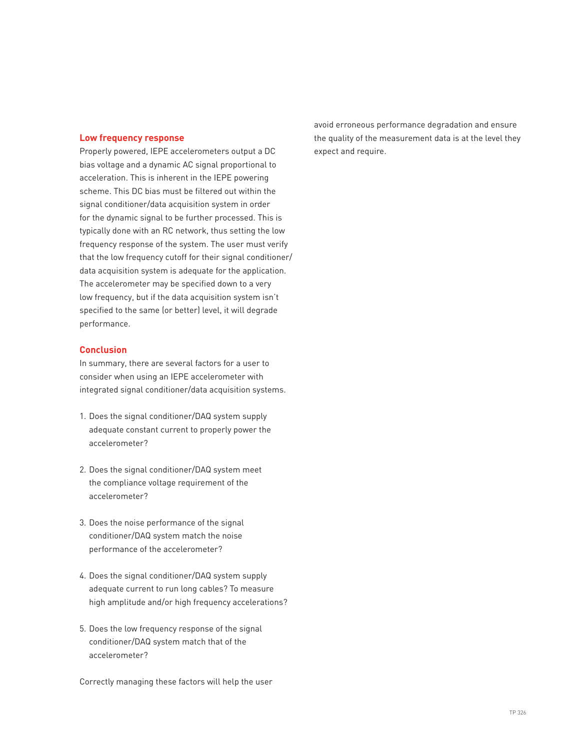## Low frequency response

Properly powered, IEPE accelerometers output a DC bias voltage and a dynamic AC signal proportional to acceleration. This is inherent in the IEPE powering scheme. This DC bias must be filtered out within the signal conditioner/data acquisition system in order for the dynamic signal to be further processed. This is typically done with an RC network, thus setting the low frequency response of the system. The user must verify that the low frequency cutoff for their signal conditioner/data acquisition system is adequate for the application. The accelerometer may be specified down to a very low frequency, but if the data acquisition system isn't specified to the same (or better) level, it will degrade performance.

## Conclusion

In summary, there are several factors for a user to consider when using an IEPE accelerometer with integrated signal conditioner/data acquisition systems.

1. Does the signal conditioner/DAQ system supply adequate constant current to properly power the accelerometer?

2. Does the signal conditioner/DAQ system meet the compliance voltage requirement of the accelerometer?

3. Does the noise performance of the signal conditioner/DAQ system match the noise performance of the accelerometer?

4. Does the signal conditioner/DAQ system supply adequate current to run long cables? To measure high amplitude and/or high frequency accelerations?

5. Does the low frequency response of the signal conditioner/DAQ system match that of the accelerometer?

Correctly managing these factors will help the user avoid erroneous performance degradation and ensure the quality of the measurement data is at the level they expect and require.